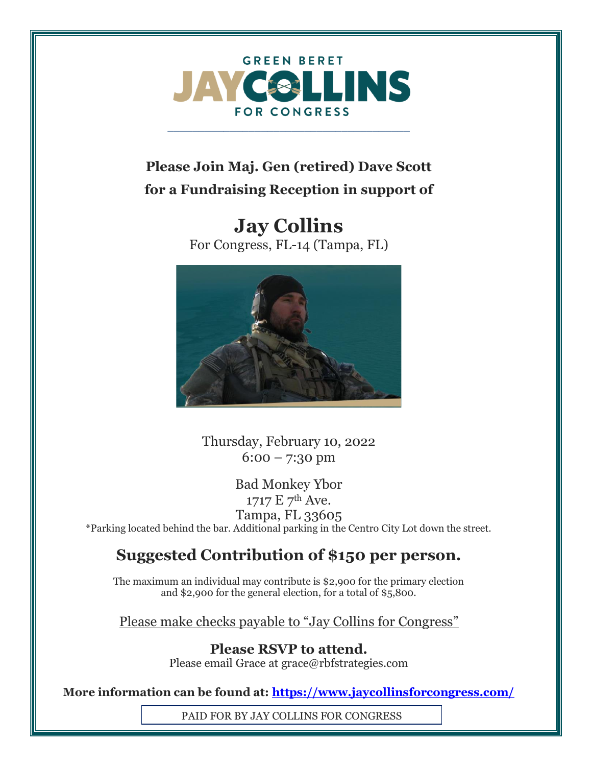GREEN BERET

# JAY COLLINS

FOR CONGRESS

---

**Please Join Maj. Gen (retired) Dave Scott**
**for a Fundraising Reception in support of**

# Jay Collins

For Congress, FL-14 (Tampa, FL)

Thursday, February 10, 2022
6:00 – 7:30 pm

Bad Monkey Ybor
1717 E 7th Ave.
Tampa, FL 33605
*Parking located behind the bar. Additional parking in the Centro City Lot down the street.

## Suggested Contribution of $150 per person.

The maximum an individual may contribute is $2,900 for the primary election and $2,900 for the general election, for a total of $5,800.

Please make checks payable to "Jay Collins for Congress"

**Please RSVP to attend.**
Please email Grace at grace@rbfstrategies.com

**More information can be found at: [https://www.jaycollinsforcongress.com/](https://www.jaycollinsforcongress.com/)**

PAID FOR BY JAY COLLINS FOR CONGRESS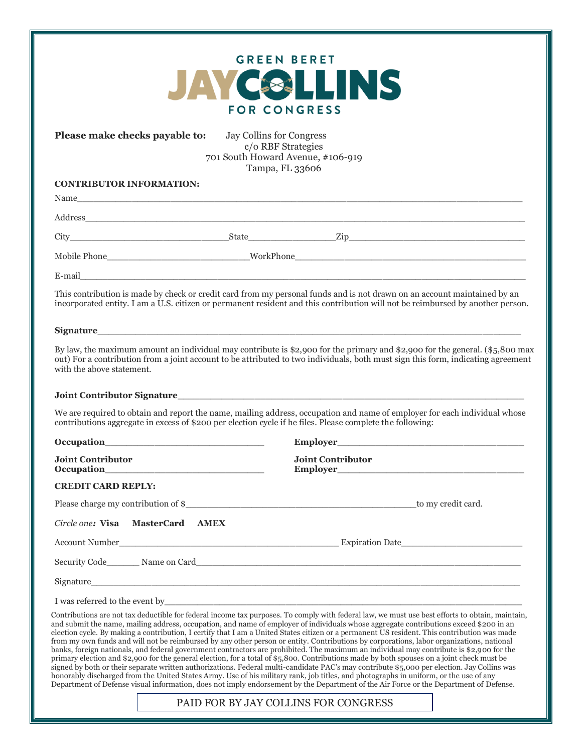# GREEN BERET JAY COLLINS FOR CONGRESS

**Please make checks payable to:** Jay Collins for Congress
c/o RBF Strategies
701 South Howard Avenue, #106-919
Tampa, FL 33606

**CONTRIBUTOR INFORMATION:**

Name_______________________________________________

Address_______________________________________________

City____________________ State____________ Zip____________________

Mobile Phone____________________ WorkPhone____________________

E-mail_______________________________________________

This contribution is made by check or credit card from my personal funds and is not drawn on an account maintained by an incorporated entity. I am a U.S. citizen or permanent resident and this contribution will not be reimbursed by another person.

**Signature**_______________________________________________

By law, the maximum amount an individual may contribute is $2,900 for the primary and $2,900 for the general. ($5,800 max out) For a contribution from a joint account to be attributed to two individuals, both must sign this form, indicating agreement with the above statement.

**Joint Contributor Signature**_______________________________________________

We are required to obtain and report the name, mailing address, occupation and name of employer for each individual whose contributions aggregate in excess of $200 per election cycle if he files. Please complete the following:

**Occupation**____________________ **Employer**____________________

**Joint Contributor Occupation**____________________ **Joint Contributor Employer**____________________

**CREDIT CARD REPLY:**

Please charge my contribution of $____________________to my credit card.

*Circle one:* **Visa MasterCard AMEX**

Account Number____________________ Expiration Date____________________

Security Code_______ Name on Card____________________

Signature_______________________________________________

I was referred to the event by_______________________________________________

Contributions are not tax deductible for federal income tax purposes. To comply with federal law, we must use best efforts to obtain, maintain, and submit the name, mailing address, occupation, and name of employer of individuals whose aggregate contributions exceed $200 in an election cycle. By making a contribution, I certify that I am a United States citizen or a permanent US resident. This contribution was made from my own funds and will not be reimbursed by any other person or entity. Contributions by corporations, labor organizations, national banks, foreign nationals, and federal government contractors are prohibited. The maximum an individual may contribute is $2,900 for the primary election and $2,900 for the general election, for a total of $5,800. Contributions made by both spouses on a joint check must be signed by both or their separate written authorizations. Federal multi-candidate PAC's may contribute $5,000 per election. Jay Collins was honorably discharged from the United States Army. Use of his military rank, job titles, and photographs in uniform, or the use of any Department of Defense visual information, does not imply endorsement by the Department of the Air Force or the Department of Defense.

PAID FOR BY JAY COLLINS FOR CONGRESS